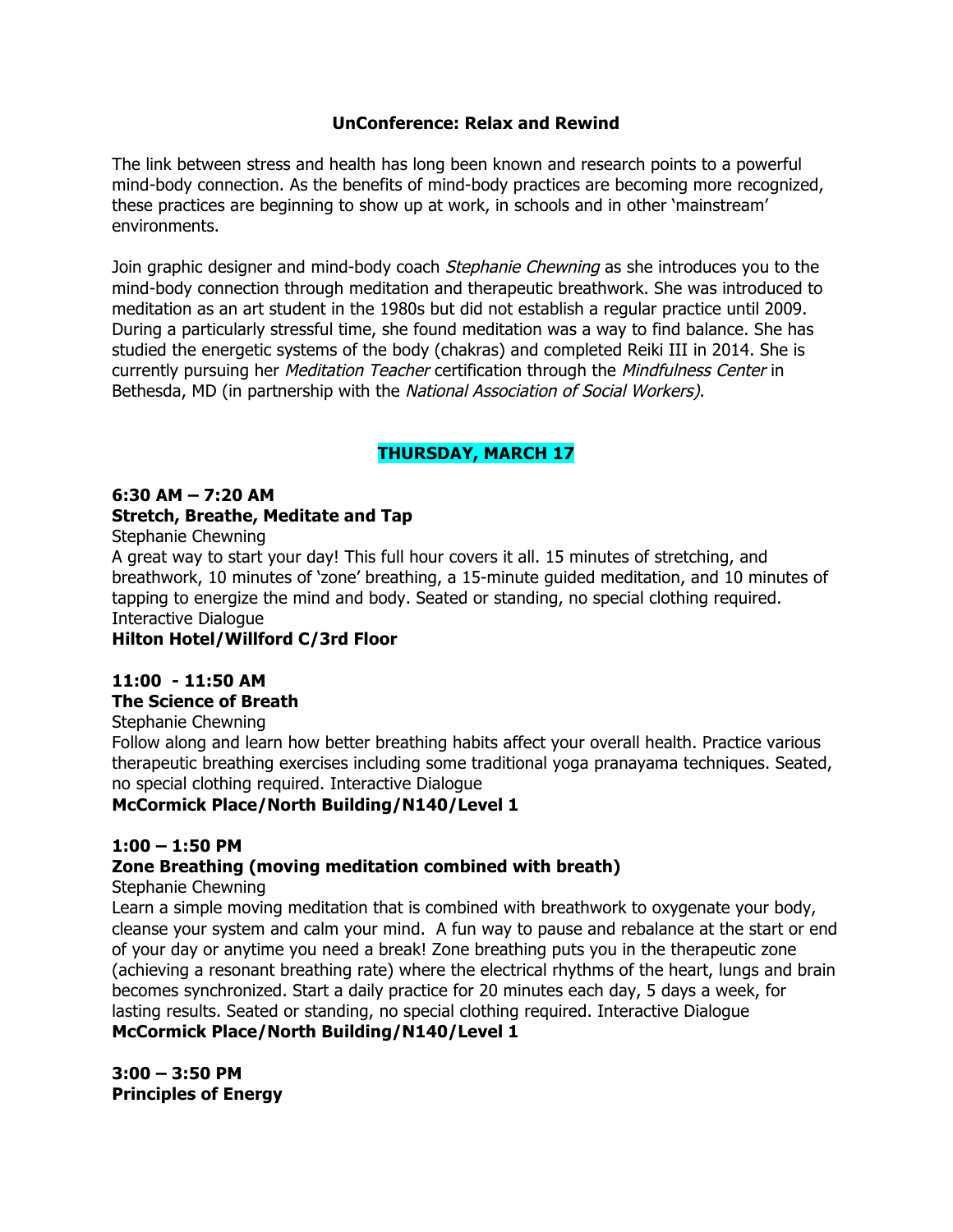## UnConference: Relax and Rewind

The link between stress and health has long been known and research points to a powerful mind-body connection. As the benefits of mind-body practices are becoming more recognized, these practices are beginning to show up at work, in schools and in other 'mainstream' environments.

Join graphic designer and mind-body coach *Stephanie Chewning* as she introduces you to the mind-body connection through meditation and therapeutic breathwork. She was introduced to meditation as an art student in the 1980s but did not establish a regular practice until 2009. During a particularly stressful time, she found meditation was a way to find balance. She has studied the energetic systems of the body (chakras) and completed Reiki III in 2014. She is currently pursuing her *Meditation Teacher* certification through the *Mindfulness Center* in Bethesda, MD (in partnership with the *National Association of Social Workers)*.

### THURSDAY, MARCH 17

**6:30 AM – 7:20 AM**
**Stretch, Breathe, Meditate and Tap**
Stephanie Chewning
A great way to start your day! This full hour covers it all. 15 minutes of stretching, and breathwork, 10 minutes of 'zone' breathing, a 15-minute guided meditation, and 10 minutes of tapping to energize the mind and body. Seated or standing, no special clothing required. Interactive Dialogue
**Hilton Hotel/Willford C/3rd Floor**

**11:00 - 11:50 AM**
**The Science of Breath**
Stephanie Chewning
Follow along and learn how better breathing habits affect your overall health. Practice various therapeutic breathing exercises including some traditional yoga pranayama techniques. Seated, no special clothing required. Interactive Dialogue
**McCormick Place/North Building/N140/Level 1**

**1:00 – 1:50 PM**
**Zone Breathing (moving meditation combined with breath)**
Stephanie Chewning
Learn a simple moving meditation that is combined with breathwork to oxygenate your body, cleanse your system and calm your mind. A fun way to pause and rebalance at the start or end of your day or anytime you need a break! Zone breathing puts you in the therapeutic zone (achieving a resonant breathing rate) where the electrical rhythms of the heart, lungs and brain becomes synchronized. Start a daily practice for 20 minutes each day, 5 days a week, for lasting results. Seated or standing, no special clothing required. Interactive Dialogue
**McCormick Place/North Building/N140/Level 1**

**3:00 – 3:50 PM**
**Principles of Energy**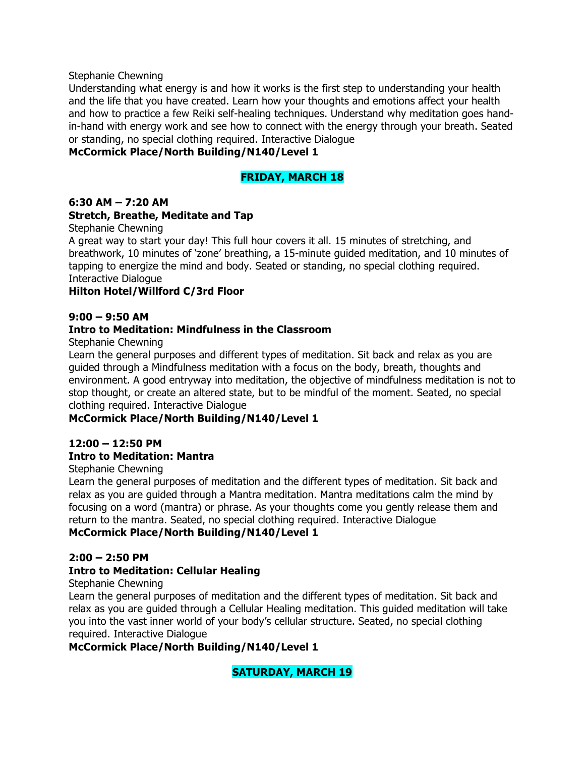Stephanie Chewning

Understanding what energy is and how it works is the first step to understanding your health and the life that you have created. Learn how your thoughts and emotions affect your health and how to practice a few Reiki self-healing techniques. Understand why meditation goes hand-in-hand with energy work and see how to connect with the energy through your breath. Seated or standing, no special clothing required. Interactive Dialogue

**McCormick Place/North Building/N140/Level 1**

## FRIDAY, MARCH 18

**6:30 AM – 7:20 AM**

**Stretch, Breathe, Meditate and Tap**

Stephanie Chewning

A great way to start your day! This full hour covers it all. 15 minutes of stretching, and breathwork, 10 minutes of 'zone' breathing, a 15-minute guided meditation, and 10 minutes of tapping to energize the mind and body. Seated or standing, no special clothing required. Interactive Dialogue

**Hilton Hotel/Willford C/3rd Floor**

**9:00 – 9:50 AM**

**Intro to Meditation: Mindfulness in the Classroom**

Stephanie Chewning

Learn the general purposes and different types of meditation. Sit back and relax as you are guided through a Mindfulness meditation with a focus on the body, breath, thoughts and environment. A good entryway into meditation, the objective of mindfulness meditation is not to stop thought, or create an altered state, but to be mindful of the moment. Seated, no special clothing required. Interactive Dialogue

**McCormick Place/North Building/N140/Level 1**

**12:00 – 12:50 PM**

**Intro to Meditation: Mantra**

Stephanie Chewning

Learn the general purposes of meditation and the different types of meditation. Sit back and relax as you are guided through a Mantra meditation. Mantra meditations calm the mind by focusing on a word (mantra) or phrase. As your thoughts come you gently release them and return to the mantra. Seated, no special clothing required. Interactive Dialogue

**McCormick Place/North Building/N140/Level 1**

**2:00 – 2:50 PM**

**Intro to Meditation: Cellular Healing**

Stephanie Chewning

Learn the general purposes of meditation and the different types of meditation. Sit back and relax as you are guided through a Cellular Healing meditation. This guided meditation will take you into the vast inner world of your body's cellular structure. Seated, no special clothing required. Interactive Dialogue

**McCormick Place/North Building/N140/Level 1**

## SATURDAY, MARCH 19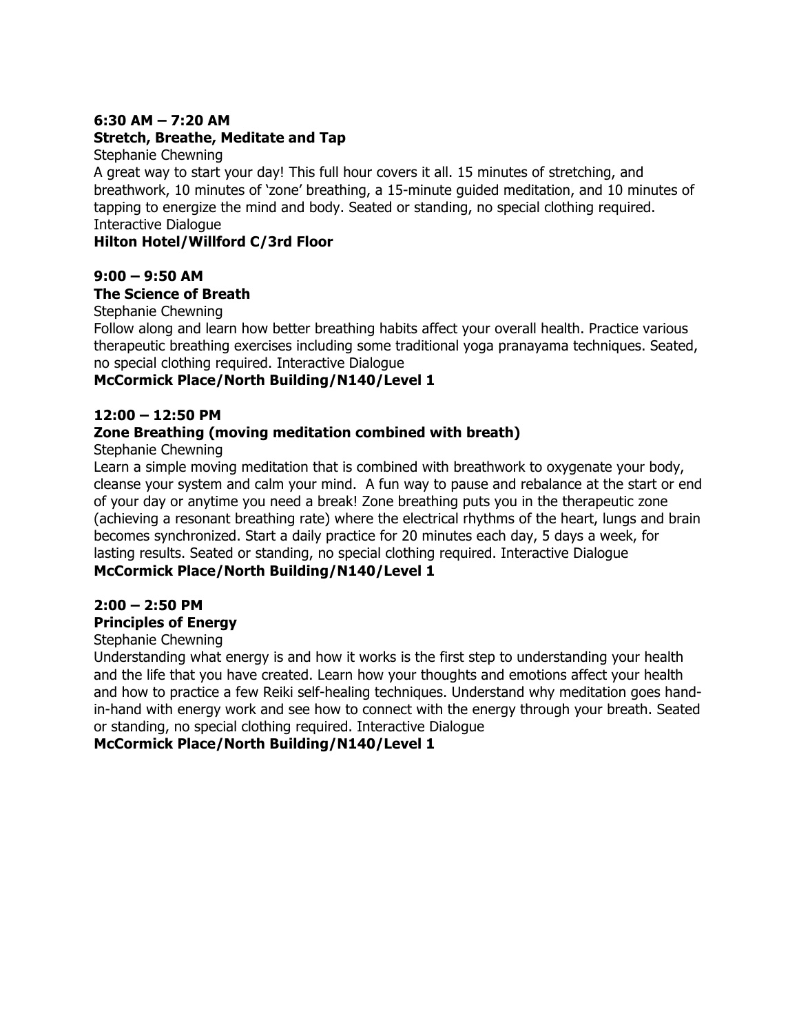**6:30 AM – 7:20 AM**
**Stretch, Breathe, Meditate and Tap**
Stephanie Chewning
A great way to start your day! This full hour covers it all. 15 minutes of stretching, and breathwork, 10 minutes of 'zone' breathing, a 15-minute guided meditation, and 10 minutes of tapping to energize the mind and body. Seated or standing, no special clothing required. Interactive Dialogue
**Hilton Hotel/Willford C/3rd Floor**

**9:00 – 9:50 AM**
**The Science of Breath**
Stephanie Chewning
Follow along and learn how better breathing habits affect your overall health. Practice various therapeutic breathing exercises including some traditional yoga pranayama techniques. Seated, no special clothing required. Interactive Dialogue
**McCormick Place/North Building/N140/Level 1**

**12:00 – 12:50 PM**
**Zone Breathing (moving meditation combined with breath)**
Stephanie Chewning
Learn a simple moving meditation that is combined with breathwork to oxygenate your body, cleanse your system and calm your mind. A fun way to pause and rebalance at the start or end of your day or anytime you need a break! Zone breathing puts you in the therapeutic zone (achieving a resonant breathing rate) where the electrical rhythms of the heart, lungs and brain becomes synchronized. Start a daily practice for 20 minutes each day, 5 days a week, for lasting results. Seated or standing, no special clothing required. Interactive Dialogue
**McCormick Place/North Building/N140/Level 1**

**2:00 – 2:50 PM**
**Principles of Energy**
Stephanie Chewning
Understanding what energy is and how it works is the first step to understanding your health and the life that you have created. Learn how your thoughts and emotions affect your health and how to practice a few Reiki self-healing techniques. Understand why meditation goes hand-in-hand with energy work and see how to connect with the energy through your breath. Seated or standing, no special clothing required. Interactive Dialogue
**McCormick Place/North Building/N140/Level 1**